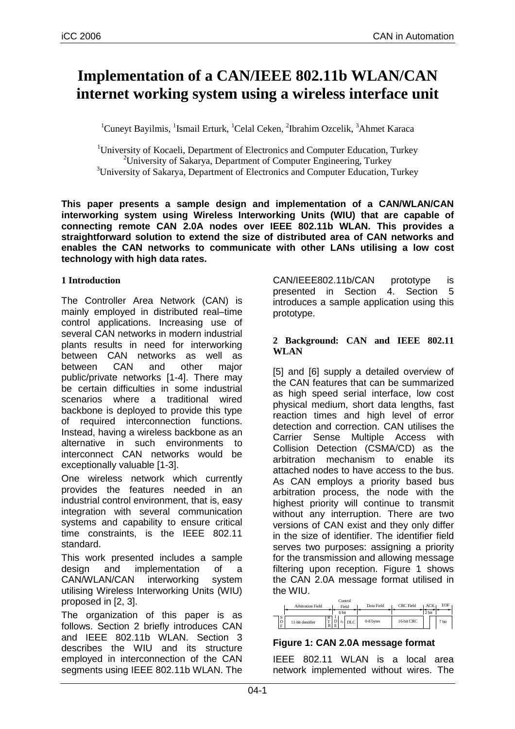# Implementation of a CAN/IEEE 802.11b WLAN/CAN internet working system using a wireless interface unit

[1]Cuneyt Bayilmis, [1]Ismail Erturk, [1]Celal Ceken, [2]Ibrahim Ozcelik, [3]Ahmet Karaca

[1]University of Kocaeli, Department of Electronics and Computer Education, Turkey
[2]University of Sakarya, Department of Computer Engineering, Turkey
[3]University of Sakarya, Department of Electronics and Computer Education, Turkey

**This paper presents a sample design and implementation of a CAN/WLAN/CAN interworking system using Wireless Interworking Units (WIU) that are capable of connecting remote CAN 2.0A nodes over IEEE 802.11b WLAN. This provides a straightforward solution to extend the size of distributed area of CAN networks and enables the CAN networks to communicate with other LANs utilising a low cost technology with high data rates.**

## 1 Introduction

The Controller Area Network (CAN) is mainly employed in distributed real–time control applications. Increasing use of several CAN networks in modern industrial plants results in need for interworking between CAN networks as well as between CAN and other major public/private networks [1-4]. There may be certain difficulties in some industrial scenarios where a traditional wired backbone is deployed to provide this type of required interconnection functions. Instead, having a wireless backbone as an alternative in such environments to interconnect CAN networks would be exceptionally valuable [1-3].

One wireless network which currently provides the features needed in an industrial control environment, that is, easy integration with several communication systems and capability to ensure critical time constraints, is the IEEE 802.11 standard.

This work presented includes a sample design and implementation of a CAN/WLAN/CAN interworking system utilising Wireless Interworking Units (WIU) proposed in [2, 3].

The organization of this paper is as follows. Section 2 briefly introduces CAN and IEEE 802.11b WLAN. Section 3 describes the WIU and its structure employed in interconnection of the CAN segments using IEEE 802.11b WLAN. The CAN/IEEE802.11b/CAN prototype is presented in Section 4. Section 5 introduces a sample application using this prototype.

## 2 Background: CAN and IEEE 802.11 WLAN

[5] and [6] supply a detailed overview of the CAN features that can be summarized as high speed serial interface, low cost physical medium, short data lengths, fast reaction times and high level of error detection and correction. CAN utilises the Carrier Sense Multiple Access with Collision Detection (CSMA/CD) as the arbitration mechanism to enable its attached nodes to have access to the bus. As CAN employs a priority based bus arbitration process, the node with the highest priority will continue to transmit without any interruption. There are two versions of CAN exist and they only differ in the size of identifier. The identifier field serves two purposes: assigning a priority for the transmission and allowing message filtering upon reception. Figure 1 shows the CAN 2.0A message format utilised in the WIU.

| | Arbitration Field | Control Field (6 bit) | | | | Data Field | CRC Field | ACK (2 bit) | EOF |
|---|---|---|---|---|---|---|---|---|---|
| SOF | 11-bit dentifier | RTR | IDE | $r_0$ | DLC | 0-8 bytes | 16-bit CRC | | 7 bit |

**Figure 1: CAN 2.0A message format**

IEEE 802.11 WLAN is a local area network implemented without wires. The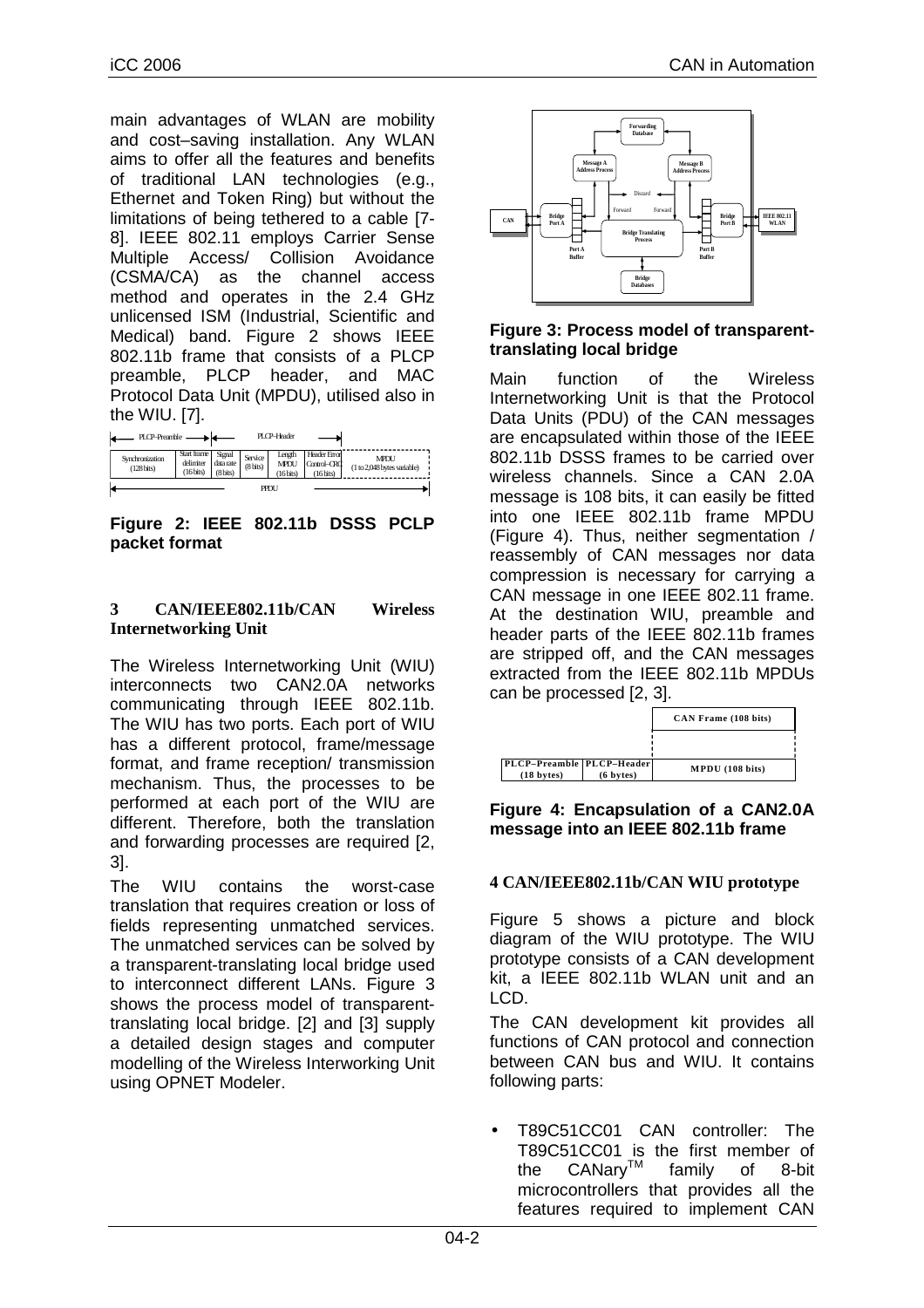main advantages of WLAN are mobility and cost–saving installation. Any WLAN aims to offer all the features and benefits of traditional LAN technologies (e.g., Ethernet and Token Ring) but without the limitations of being tethered to a cable [7-8]. IEEE 802.11 employs Carrier Sense Multiple Access/ Collision Avoidance (CSMA/CA) as the channel access method and operates in the 2.4 GHz unlicensed ISM (Industrial, Scientific and Medical) band. Figure 2 shows IEEE 802.11b frame that consists of a PLCP preamble, PLCP header, and MAC Protocol Data Unit (MPDU), utilised also in the WIU. [7].

| PLCP–Preamble | | PLCP–Header | | | | |
|---|---|---|---|---|---|---|
| Synchronization (128 bits) | Start frame delimiter (16 bits) | Signal data rate (8 bits) | Service (8 bits) | Length MPDU (16 bits) | Header Error Control–CRC (16 bits) | MPDU (1 to 2,048 bytes variable) |
| PPDU | | | | | | |

**Figure 2: IEEE 802.11b DSSS PCLP packet format**

## 3 CAN/IEEE802.11b/CAN Wireless Internetworking Unit

The Wireless Internetworking Unit (WIU) interconnects two CAN2.0A networks communicating through IEEE 802.11b. The WIU has two ports. Each port of WIU has a different protocol, frame/message format, and frame reception/ transmission mechanism. Thus, the processes to be performed at each port of the WIU are different. Therefore, both the translation and forwarding processes are required [2, 3].

The WIU contains the worst-case translation that requires creation or loss of fields representing unmatched services. The unmatched services can be solved by a transparent-translating local bridge used to interconnect different LANs. Figure 3 shows the process model of transparent-translating local bridge. [2] and [3] supply a detailed design stages and computer modelling of the Wireless Interworking Unit using OPNET Modeler.

**Figure 3: Process model of transparent-translating local bridge**

Main function of the Wireless Internetworking Unit is that the Protocol Data Units (PDU) of the CAN messages are encapsulated within those of the IEEE 802.11b DSSS frames to be carried over wireless channels. Since a CAN 2.0A message is 108 bits, it can easily be fitted into one IEEE 802.11b frame MPDU (Figure 4). Thus, neither segmentation / reassembly of CAN messages nor data compression is necessary for carrying a CAN message in one IEEE 802.11 frame. At the destination WIU, preamble and header parts of the IEEE 802.11b frames are stripped off, and the CAN messages extracted from the IEEE 802.11b MPDUs can be processed [2, 3].

| | | CAN Frame (108 bits) |
|---|---|---|
| PLCP–Preamble (18 bytes) | PLCP–Header (6 bytes) | MPDU (108 bits) |

**Figure 4: Encapsulation of a CAN2.0A message into an IEEE 802.11b frame**

## 4 CAN/IEEE802.11b/CAN WIU prototype

Figure 5 shows a picture and block diagram of the WIU prototype. The WIU prototype consists of a CAN development kit, a IEEE 802.11b WLAN unit and an LCD.

The CAN development kit provides all functions of CAN protocol and connection between CAN bus and WIU. It contains following parts:

- T89C51CC01 CAN controller: The T89C51CC01 is the first member of the CANary™ family of 8-bit microcontrollers that provides all the features required to implement CAN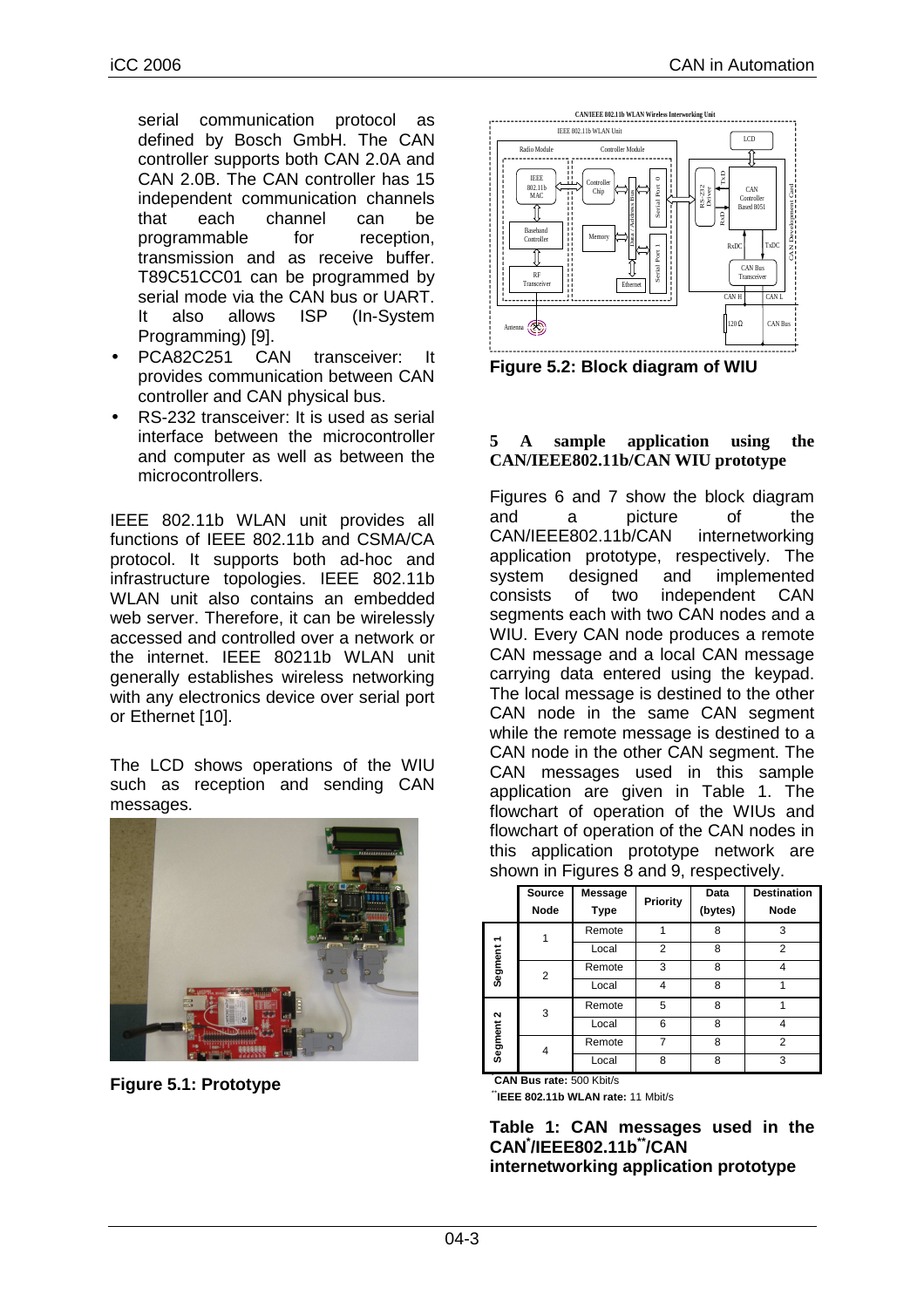serial communication protocol as defined by Bosch GmbH. The CAN controller supports both CAN 2.0A and CAN 2.0B. The CAN controller has 15 independent communication channels that each channel can be programmable for reception, transmission and as receive buffer. T89C51CC01 can be programmed by serial mode via the CAN bus or UART. It also allows ISP (In-System Programming) [9].

- PCA82C251 CAN transceiver: It provides communication between CAN controller and CAN physical bus.
- RS-232 transceiver: It is used as serial interface between the microcontroller and computer as well as between the microcontrollers.

IEEE 802.11b WLAN unit provides all functions of IEEE 802.11b and CSMA/CA protocol. It supports both ad-hoc and infrastructure topologies. IEEE 802.11b WLAN unit also contains an embedded web server. Therefore, it can be wirelessly accessed and controlled over a network or the internet. IEEE 80211b WLAN unit generally establishes wireless networking with any electronics device over serial port or Ethernet [10].

The LCD shows operations of the WIU such as reception and sending CAN messages.

**Figure 5.1: Prototype**

**Figure 5.2: Block diagram of WIU**

## 5 A sample application using the CAN/IEEE802.11b/CAN WIU prototype

Figures 6 and 7 show the block diagram and a picture of the CAN/IEEE802.11b/CAN internetworking application prototype, respectively. The system designed and implemented consists of two independent CAN segments each with two CAN nodes and a WIU. Every CAN node produces a remote CAN message and a local CAN message carrying data entered using the keypad. The local message is destined to the other CAN node in the same CAN segment while the remote message is destined to a CAN node in the other CAN segment. The CAN messages used in this sample application are given in Table 1. The flowchart of operation of the WIUs and flowchart of operation of the CAN nodes in this application prototype network are shown in Figures 8 and 9, respectively.

| | Source Node | Message Type | Priority | Data (bytes) | Destination Node |
|---|---|---|---|---|---|
| Segment 1 | 1 | Remote | 1 | 8 | 3 |
| | | Local | 2 | 8 | 2 |
| | 2 | Remote | 3 | 8 | 4 |
| | | Local | 4 | 8 | 1 |
| Segment 2 | 3 | Remote | 5 | 8 | 1 |
| | | Local | 6 | 8 | 4 |
| | 4 | Remote | 7 | 8 | 2 |
| | | Local | 8 | 8 | 3 |

*CAN Bus rate: 500 Kbit/s

**IEEE 802.11b WLAN rate: 11 Mbit/s

**Table 1: CAN messages used in the CAN*/IEEE802.11b**/CAN internetworking application prototype**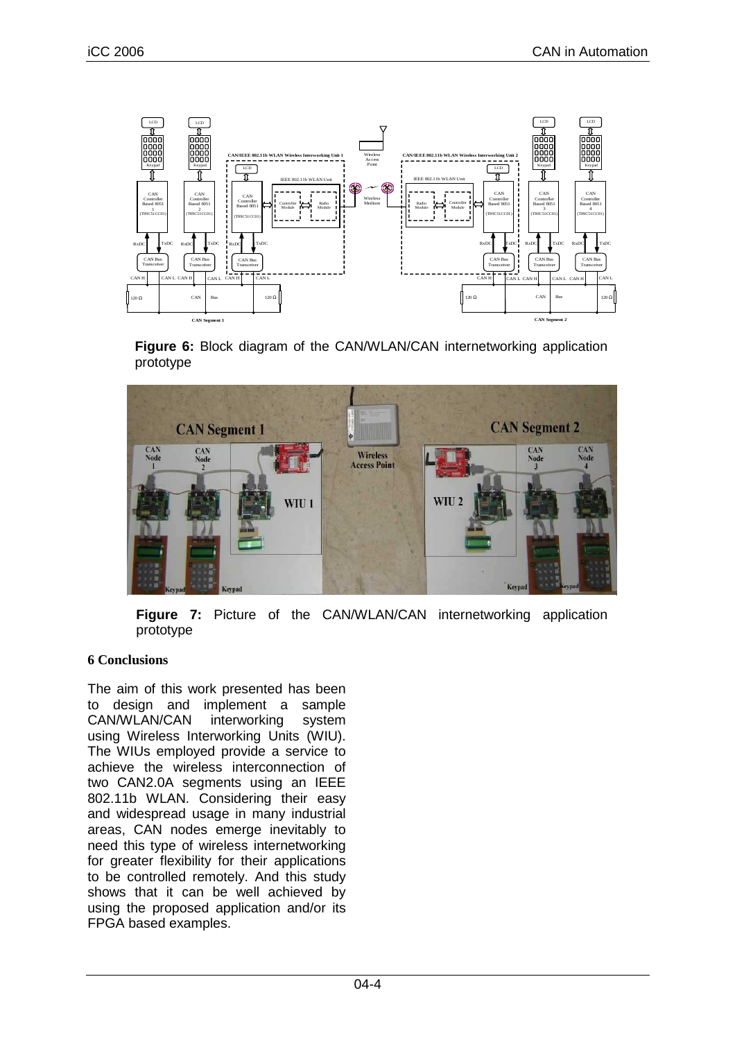**Figure 6:** Block diagram of the CAN/WLAN/CAN internetworking application prototype

**Figure 7:** Picture of the CAN/WLAN/CAN internetworking application prototype

**6 Conclusions**

The aim of this work presented has been to design and implement a sample CAN/WLAN/CAN interworking system using Wireless Interworking Units (WIU). The WIUs employed provide a service to achieve the wireless interconnection of two CAN2.0A segments using an IEEE 802.11b WLAN. Considering their easy and widespread usage in many industrial areas, CAN nodes emerge inevitably to need this type of wireless internetworking for greater flexibility for their applications to be controlled remotely. And this study shows that it can be well achieved by using the proposed application and/or its FPGA based examples.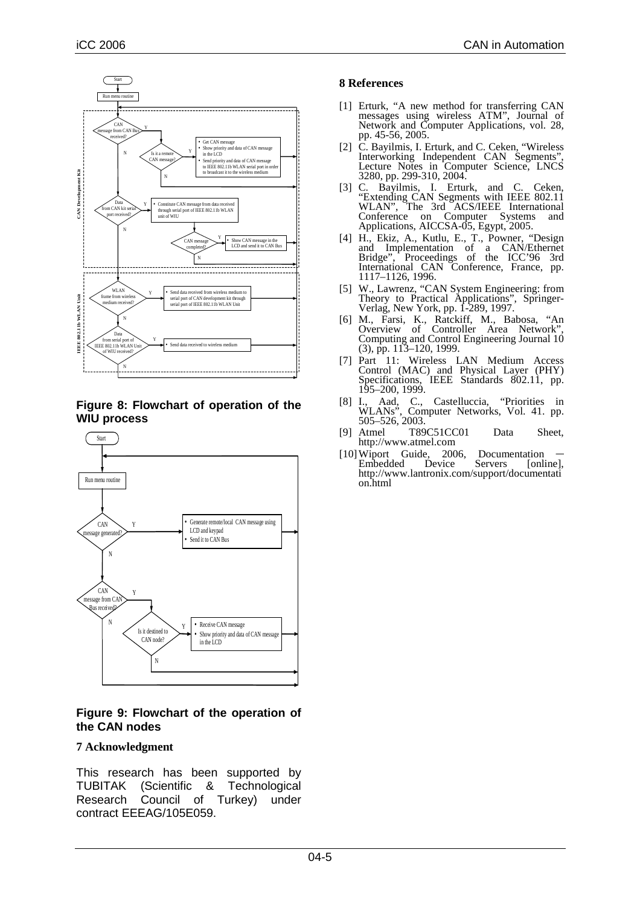Start

Run menu routine

CAN Development Kit

CAN message from CAN Bus received?

Y

N

Is it a remote CAN message?

Y

N

• Get CAN message
• Show priority and data of CAN message in the LCD
• Send priority and data of CAN message to IEEE 802.11b WLAN serial port in order to broadcast it to the wireless medium

Data from CAN kit serial port received?

Y

N

• Constitute CAN message from data received through serial port of IEEE 802.11b WLAN unit of WIU

CAN message completed?

Y

N

• Show CAN message in the LCD and send it to CAN Bus

IEEE 802.11b WLAN Unit

WLAN frame from wireless medium received?

Y

N

• Send data received from wireless medium to serial port of CAN development kit through serial port of IEEE 802.11b WLAN Unit

Data from serial port of IEEE 802.11b WLAN Unit of WIU received?

Y

N

• Send data received to wireless medium

**Figure 8: Flowchart of operation of the WIU process**

Start

Run menu routine

CAN message generated?

Y

N

• Generate remote/local CAN message using LCD and keypad
• Send it to CAN Bus

CAN message from CAN Bus received?

Y

N

Is it destined to CAN node?

Y

N

• Receive CAN message
• Show priority and data of CAN message in the LCD

**Figure 9: Flowchart of the operation of the CAN nodes**

## 7 Acknowledgment

This research has been supported by TUBITAK (Scientific & Technological Research Council of Turkey) under contract EEEAG/105E059.

## 8 References

[1] Erturk, "A new method for transferring CAN messages using wireless ATM", Journal of Network and Computer Applications, vol. 28, pp. 45-56, 2005.

[2] C. Bayilmis, I. Erturk, and C. Ceken, "Wireless Interworking Independent CAN Segments", Lecture Notes in Computer Science, LNCS 3280, pp. 299-310, 2004.

[3] C. Bayilmis, I. Erturk, and C. Ceken, "Extending CAN Segments with IEEE 802.11 WLAN", The 3rd ACS/IEEE International Conference on Computer Systems and Applications, AICCSA-05, Egypt, 2005.

[4] H., Ekiz, A., Kutlu, E., T., Powner, "Design and Implementation of a CAN/Ethernet Bridge", Proceedings of the ICC'96 3rd International CAN Conference, France, pp. 1117–1126, 1996.

[5] W., Lawrenz, "CAN System Engineering: from Theory to Practical Applications", Springer-Verlag, New York, pp. 1-289, 1997.

[6] M., Farsi, K., Ratckiff, M., Babosa, "An Overview of Controller Area Network", Computing and Control Engineering Journal 10 (3), pp. 113–120, 1999.

[7] Part 11: Wireless LAN Medium Access Control (MAC) and Physical Layer (PHY) Specifications, IEEE Standards 802.11, pp. 195–200, 1999.

[8] I., Aad, C., Castelluccia, "Priorities in WLANs", Computer Networks, Vol. 41. pp. 505–526, 2003.

[9] Atmel T89C51CC01 Data Sheet, http://www.atmel.com

[10] Wiport Guide, 2006, Documentation ─ Embedded Device Servers [online], http://www.lantronix.com/support/documentation.html